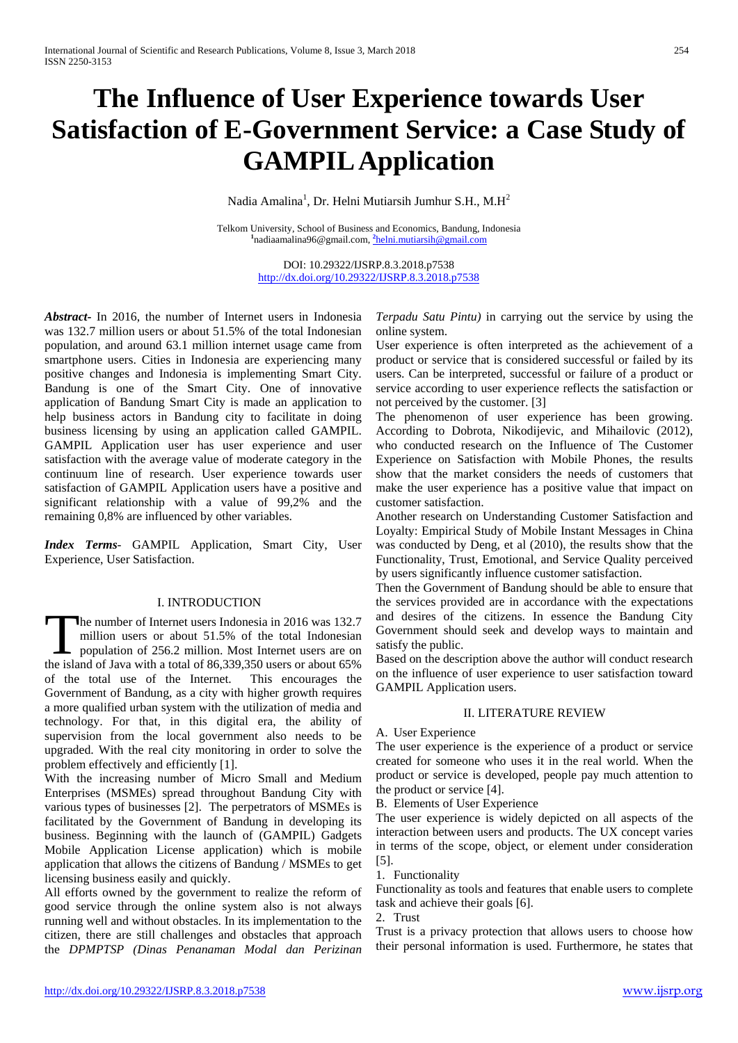# The Influence of User Experience towards User Satisfaction of E-Government Service: a Case Study of GAMPIL Application

Nadia Amalina[1], Dr. Helni Mutiarsih Jumhur S.H., M.H[2]

Telkom University, School of Business and Economics, Bandung, Indonesia
[1]nadiaamalina96@gmail.com, [2]helni.mutiarsih@gmail.com

DOI: 10.29322/IJSRP.8.3.2018.p7538
http://dx.doi.org/10.29322/IJSRP.8.3.2018.p7538

***Abstract-*** In 2016, the number of Internet users in Indonesia was 132.7 million users or about 51.5% of the total Indonesian population, and around 63.1 million internet usage came from smartphone users. Cities in Indonesia are experiencing many positive changes and Indonesia is implementing Smart City. Bandung is one of the Smart City. One of innovative application of Bandung Smart City is made an application to help business actors in Bandung city to facilitate in doing business licensing by using an application called GAMPIL. GAMPIL Application user has user experience and user satisfaction with the average value of moderate category in the continuum line of research. User experience towards user satisfaction of GAMPIL Application users have a positive and significant relationship with a value of 99,2% and the remaining 0,8% are influenced by other variables.

***Index Terms-*** GAMPIL Application, Smart City, User Experience, User Satisfaction.

## I. INTRODUCTION

The number of Internet users Indonesia in 2016 was 132.7 million users or about 51.5% of the total Indonesian population of 256.2 million. Most Internet users are on the island of Java with a total of 86,339,350 users or about 65% of the total use of the Internet. This encourages the Government of Bandung, as a city with higher growth requires a more qualified urban system with the utilization of media and technology. For that, in this digital era, the ability of supervision from the local government also needs to be upgraded. With the real city monitoring in order to solve the problem effectively and efficiently [1].

With the increasing number of Micro Small and Medium Enterprises (MSMEs) spread throughout Bandung City with various types of businesses [2]. The perpetrators of MSMEs is facilitated by the Government of Bandung in developing its business. Beginning with the launch of (GAMPIL) Gadgets Mobile Application License application) which is mobile application that allows the citizens of Bandung / MSMEs to get licensing business easily and quickly.

All efforts owned by the government to realize the reform of good service through the online system also is not always running well and without obstacles. In its implementation to the citizen, there are still challenges and obstacles that approach the *DPMPTSP (Dinas Penanaman Modal dan Perizinan Terpadu Satu Pintu)* in carrying out the service by using the online system.

User experience is often interpreted as the achievement of a product or service that is considered successful or failed by its users. Can be interpreted, successful or failure of a product or service according to user experience reflects the satisfaction or not perceived by the customer. [3]

The phenomenon of user experience has been growing. According to Dobrota, Nikodijevic, and Mihailovic (2012), who conducted research on the Influence of The Customer Experience on Satisfaction with Mobile Phones, the results show that the market considers the needs of customers that make the user experience has a positive value that impact on customer satisfaction.

Another research on Understanding Customer Satisfaction and Loyalty: Empirical Study of Mobile Instant Messages in China was conducted by Deng, et al (2010), the results show that the Functionality, Trust, Emotional, and Service Quality perceived by users significantly influence customer satisfaction.

Then the Government of Bandung should be able to ensure that the services provided are in accordance with the expectations and desires of the citizens. In essence the Bandung City Government should seek and develop ways to maintain and satisfy the public.

Based on the description above the author will conduct research on the influence of user experience to user satisfaction toward GAMPIL Application users.

## II. LITERATURE REVIEW

A. User Experience

The user experience is the experience of a product or service created for someone who uses it in the real world. When the product or service is developed, people pay much attention to the product or service [4].

B. Elements of User Experience

The user experience is widely depicted on all aspects of the interaction between users and products. The UX concept varies in terms of the scope, object, or element under consideration [5].

1. Functionality

Functionality as tools and features that enable users to complete task and achieve their goals [6].

2. Trust

Trust is a privacy protection that allows users to choose how their personal information is used. Furthermore, he states that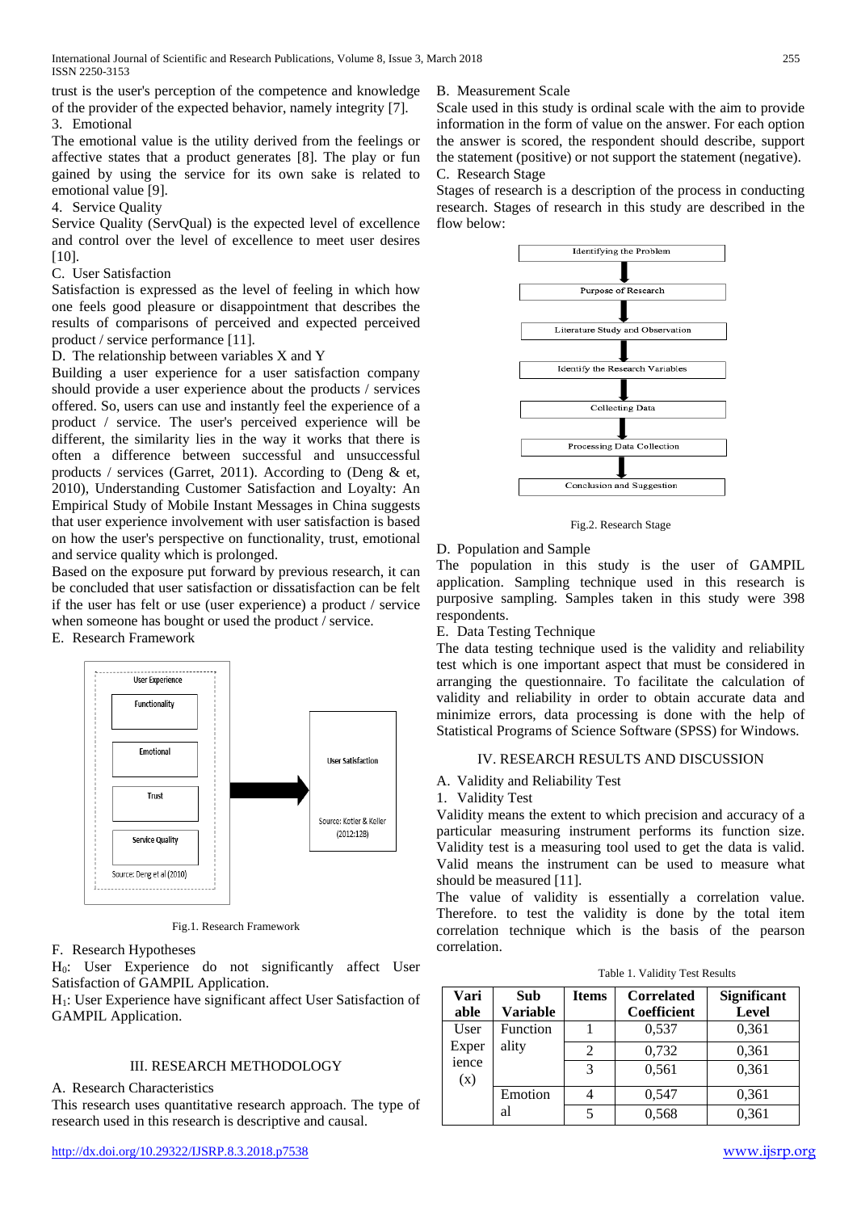trust is the user's perception of the competence and knowledge of the provider of the expected behavior, namely integrity [7].

3. Emotional

The emotional value is the utility derived from the feelings or affective states that a product generates [8]. The play or fun gained by using the service for its own sake is related to emotional value [9].

4. Service Quality

Service Quality (ServQual) is the expected level of excellence and control over the level of excellence to meet user desires [10].

C. User Satisfaction

Satisfaction is expressed as the level of feeling in which how one feels good pleasure or disappointment that describes the results of comparisons of perceived and expected perceived product / service performance [11].

D. The relationship between variables X and Y

Building a user experience for a user satisfaction company should provide a user experience about the products / services offered. So, users can use and instantly feel the experience of a product / service. The user's perceived experience will be different, the similarity lies in the way it works that there is often a difference between successful and unsuccessful products / services (Garret, 2011). According to (Deng & et, 2010), Understanding Customer Satisfaction and Loyalty: An Empirical Study of Mobile Instant Messages in China suggests that user experience involvement with user satisfaction is based on how the user's perspective on functionality, trust, emotional and service quality which is prolonged.

Based on the exposure put forward by previous research, it can be concluded that user satisfaction or dissatisfaction can be felt if the user has felt or use (user experience) a product / service when someone has bought or used the product / service.

E. Research Framework

User Experience: Functionality, Emotional, Trust, Service Quality (Source: Deng et al (2010)) → User Satisfaction (Source: Kotler & Keller (2012:128))

Fig.1. Research Framework

F. Research Hypotheses

$H_0$: User Experience do not significantly affect User Satisfaction of GAMPIL Application.

$H_1$: User Experience have significant affect User Satisfaction of GAMPIL Application.

## III. RESEARCH METHODOLOGY

A. Research Characteristics

This research uses quantitative research approach. The type of research used in this research is descriptive and causal.

B. Measurement Scale

Scale used in this study is ordinal scale with the aim to provide information in the form of value on the answer. For each option the answer is scored, the respondent should describe, support the statement (positive) or not support the statement (negative).

C. Research Stage

Stages of research is a description of the process in conducting research. Stages of research in this study are described in the flow below:

Identifying the Problem → Purpose of Research → Literature Study and Observation → Identify the Research Variables → Collecting Data → Processing Data Collection → Conclusion and Suggestion

Fig.2. Research Stage

D. Population and Sample

The population in this study is the user of GAMPIL application. Sampling technique used in this research is purposive sampling. Samples taken in this study were 398 respondents.

E. Data Testing Technique

The data testing technique used is the validity and reliability test which is one important aspect that must be considered in arranging the questionnaire. To facilitate the calculation of validity and reliability in order to obtain accurate data and minimize errors, data processing is done with the help of Statistical Programs of Science Software (SPSS) for Windows.

## IV. RESEARCH RESULTS AND DISCUSSION

A. Validity and Reliability Test

1. Validity Test

Validity means the extent to which precision and accuracy of a particular measuring instrument performs its function size. Validity test is a measuring tool used to get the data is valid. Valid means the instrument can be used to measure what should be measured [11].

The value of validity is essentially a correlation value. Therefore. to test the validity is done by the total item correlation technique which is the basis of the pearson correlation.

Table 1. Validity Test Results

| Variable | Sub Variable | Items | Correlated Coefficient | Significant Level |
|---|---|---|---|---|
| User Experience (x) | Functionality | 1 | 0,537 | 0,361 |
| | | 2 | 0,732 | 0,361 |
| | | 3 | 0,561 | 0,361 |
| | Emotional | 4 | 0,547 | 0,361 |
| | | 5 | 0,568 | 0,361 |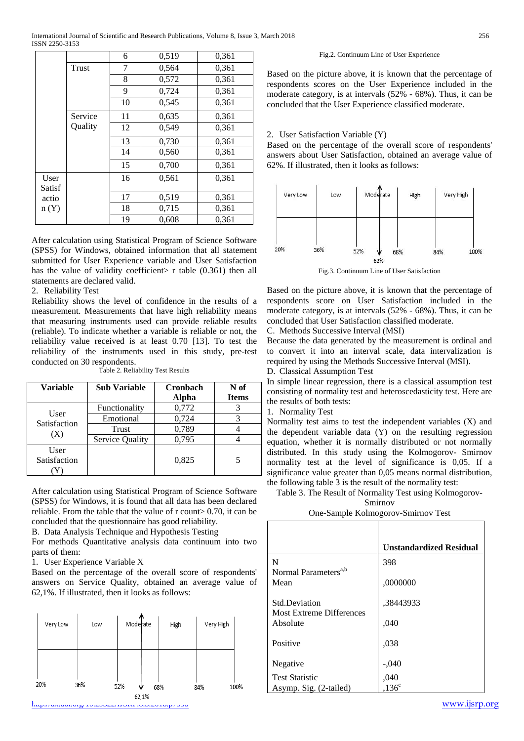| | | 6 | 0,519 | 0,361 |
|---|---|---|---|---|
| | Trust | 7 | 0,564 | 0,361 |
| | | 8 | 0,572 | 0,361 |
| | | 9 | 0,724 | 0,361 |
| | | 10 | 0,545 | 0,361 |
| | Service Quality | 11 | 0,635 | 0,361 |
| | | 12 | 0,549 | 0,361 |
| | | 13 | 0,730 | 0,361 |
| | | 14 | 0,560 | 0,361 |
| | | 15 | 0,700 | 0,361 |
| User Satisfaction (Y) | | 16 | 0,561 | 0,361 |
| | | 17 | 0,519 | 0,361 |
| | | 18 | 0,715 | 0,361 |
| | | 19 | 0,608 | 0,361 |

After calculation using Statistical Program of Science Software (SPSS) for Windows, obtained information that all statement submitted for User Experience variable and User Satisfaction has the value of validity coefficient> r table (0.361) then all statements are declared valid.

2. Reliability Test

Reliability shows the level of confidence in the results of a measurement. Measurements that have high reliability means that measuring instruments used can provide reliable results (reliable). To indicate whether a variable is reliable or not, the reliability value received is at least 0.70 [13]. To test the reliability of the instruments used in this study, pre-test conducted on 30 respondents.

Table 2. Reliability Test Results

| Variable | Sub Variable | Cronbach Alpha | N of Items |
|---|---|---|---|
| User Satisfaction (X) | Functionality | 0,772 | 3 |
| | Emotional | 0,724 | 3 |
| | Trust | 0,789 | 4 |
| | Service Quality | 0,795 | 4 |
| User Satisfaction (Y) | | 0,825 | 5 |

After calculation using Statistical Program of Science Software (SPSS) for Windows, it is found that all data has been declared reliable. From the table that the value of r count> 0.70, it can be concluded that the questionnaire has good reliability.

B. Data Analysis Technique and Hypothesis Testing

For methods Quantitative analysis data continuum into two parts of them:

1. User Experience Variable X

Based on the percentage of the overall score of respondents' answers on Service Quality, obtained an average value of 62,1%. If illustrated, then it looks as follows:

| Very Low | Low | Moderate | High | Very High |
|---|---|---|---|---|
| 20% | 36% | 52% | 68% | 84% – 100% |

62,1%

Fig.2. Continuum Line of User Experience

Based on the picture above, it is known that the percentage of respondents scores on the User Experience included in the moderate category, is at intervals (52% - 68%). Thus, it can be concluded that the User Experience classified moderate.

2. User Satisfaction Variable (Y)

Based on the percentage of the overall score of respondents' answers about User Satisfaction, obtained an average value of 62%. If illustrated, then it looks as follows:

| Very Low | Low | Moderate | High | Very High |
|---|---|---|---|---|
| 20% | 36% | 52% | 68% | 84% – 100% |

62%

Fig.3. Continuum Line of User Satisfaction

Based on the picture above, it is known that the percentage of respondents score on User Satisfaction included in the moderate category, is at intervals (52% - 68%). Thus, it can be concluded that User Satisfaction classified moderate.

C. Methods Successive Interval (MSI)

Because the data generated by the measurement is ordinal and to convert it into an interval scale, data intervalization is required by using the Methods Successive Interval (MSI).

D. Classical Assumption Test

In simple linear regression, there is a classical assumption test consisting of normality test and heteroscedasticity test. Here are the results of both tests:

1. Normality Test

Normality test aims to test the independent variables (X) and the dependent variable data (Y) on the resulting regression equation, whether it is normally distributed or not normally distributed. In this study using the Kolmogorov- Smirnov normality test at the level of significance is 0,05. If a significance value greater than 0,05 means normal distribution, the following table 3 is the result of the normality test:

Table 3. The Result of Normality Test using Kolmogorov-Smirnov

One-Sample Kolmogorov-Smirnov Test

| | Unstandardized Residual |
|---|---|
| N | 398 |
| Normal Parameters[a,b] Mean | ,0000000 |
| Std.Deviation | ,38443933 |
| Most Extreme Differences Absolute | ,040 |
| Positive | ,038 |
| Negative | -,040 |
| Test Statistic | ,040 |
| Asymp. Sig. (2-tailed) | ,136[c] |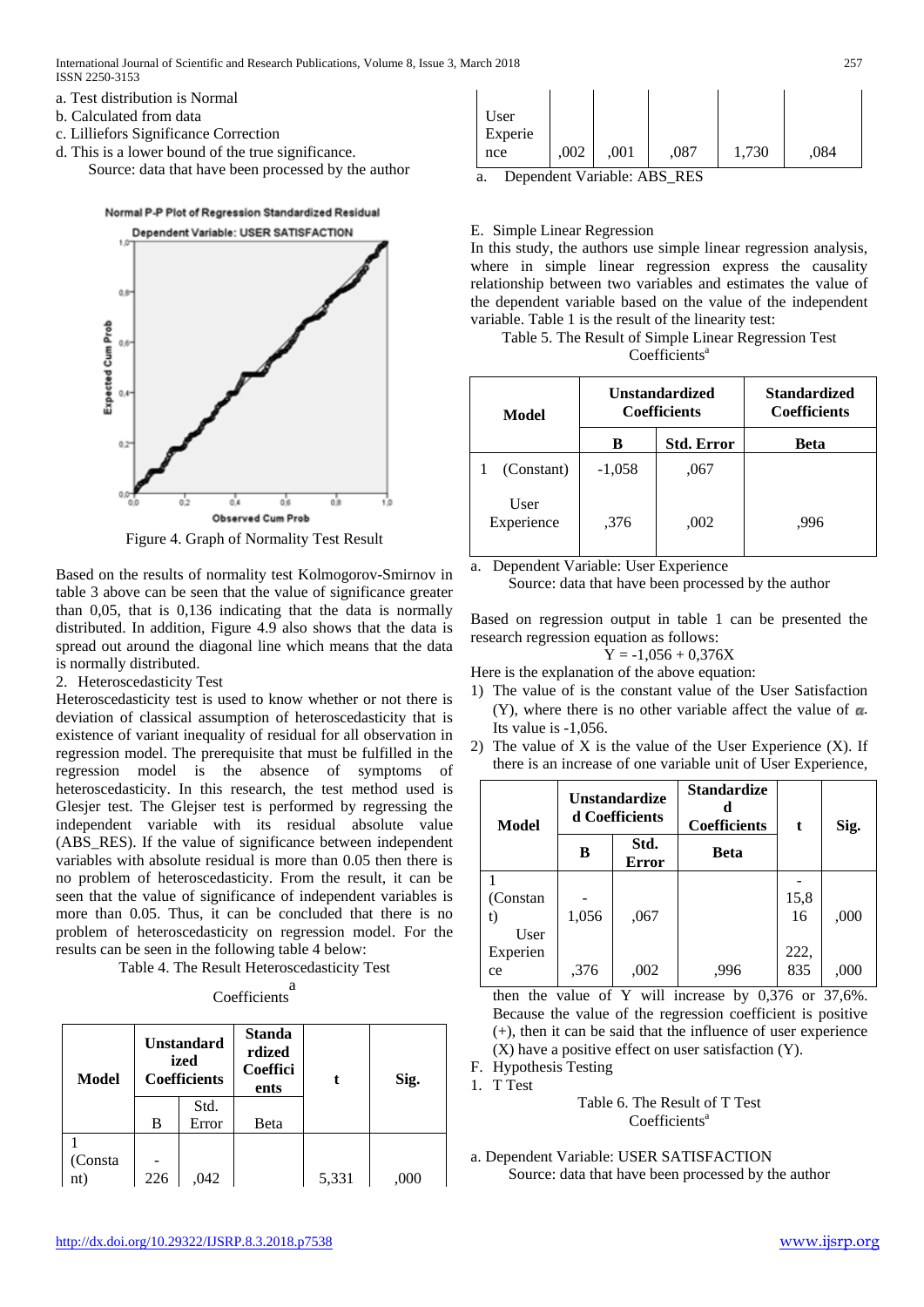a. Test distribution is Normal
b. Calculated from data
c. Lilliefors Significance Correction
d. This is a lower bound of the true significance.

Source: data that have been processed by the author

Figure 4. Graph of Normality Test Result

Based on the results of normality test Kolmogorov-Smirnov in table 3 above can be seen that the value of significance greater than 0,05, that is 0,136 indicating that the data is normally distributed. In addition, Figure 4.9 also shows that the data is spread out around the diagonal line which means that the data is normally distributed.

2. Heteroscedasticity Test

Heteroscedasticity test is used to know whether or not there is deviation of classical assumption of heteroscedasticity that is existence of variant inequality of residual for all observation in regression model. The prerequisite that must be fulfilled in the regression model is the absence of symptoms of heteroscedasticity. In this research, the test method used is Glesjer test. The Glejser test is performed by regressing the independent variable with its residual absolute value (ABS_RES). If the value of significance between independent variables with absolute residual is more than 0.05 then there is no problem of heteroscedasticity. From the result, it can be seen that the value of significance of independent variables is more than 0.05. Thus, it can be concluded that there is no problem of heteroscedasticity on regression model. For the results can be seen in the following table 4 below:

Table 4. The Result Heteroscedasticity Test

Coefficients[a]

| Model | Unstandardized Coefficients | | Standardized Coefficients | t | Sig. |
|---|---|---|---|---|---|
| | B | Std. Error | Beta | | |
| 1 (Constant) | -226 | ,042 | | 5,331 | ,000 |
| User Experience | ,002 | ,001 | ,087 | 1,730 | ,084 |

a. Dependent Variable: ABS_RES

E. Simple Linear Regression

In this study, the authors use simple linear regression analysis, where in simple linear regression express the causality relationship between two variables and estimates the value of the dependent variable based on the value of the independent variable. Table 1 is the result of the linearity test:

Table 5. The Result of Simple Linear Regression Test

Coefficients[a]

| Model | Unstandardized Coefficients | | Standardized Coefficients |
|---|---|---|---|
| | B | Std. Error | Beta |
| 1 (Constant) | -1,058 | ,067 | |
| User Experience | ,376 | ,002 | ,996 |

a. Dependent Variable: User Experience

Source: data that have been processed by the author

Based on regression output in table 1 can be presented the research regression equation as follows:

$$Y = -1{,}056 + 0{,}376X$$

Here is the explanation of the above equation:

1) The value of is the constant value of the User Satisfaction (Y), where there is no other variable affect the value of $\alpha$. Its value is -1,056.
2) The value of X is the value of the User Experience (X). If there is an increase of one variable unit of User Experience, then the value of Y will increase by 0,376 or 37,6%. Because the value of the regression coefficient is positive (+), then it can be said that the influence of user experience (X) have a positive effect on user satisfaction (Y).

| Model | Unstandardized Coefficients | | Standardized Coefficients | t | Sig. |
|---|---|---|---|---|---|
| | B | Std. Error | Beta | | |
| 1 (Constant) | -1,056 | ,067 | | -15,816 | ,000 |
| User Experience | ,376 | ,002 | ,996 | 222,835 | ,000 |

F. Hypothesis Testing

1. T Test

Table 6. The Result of T Test

Coefficients[a]

a. Dependent Variable: USER SATISFACTION

Source: data that have been processed by the author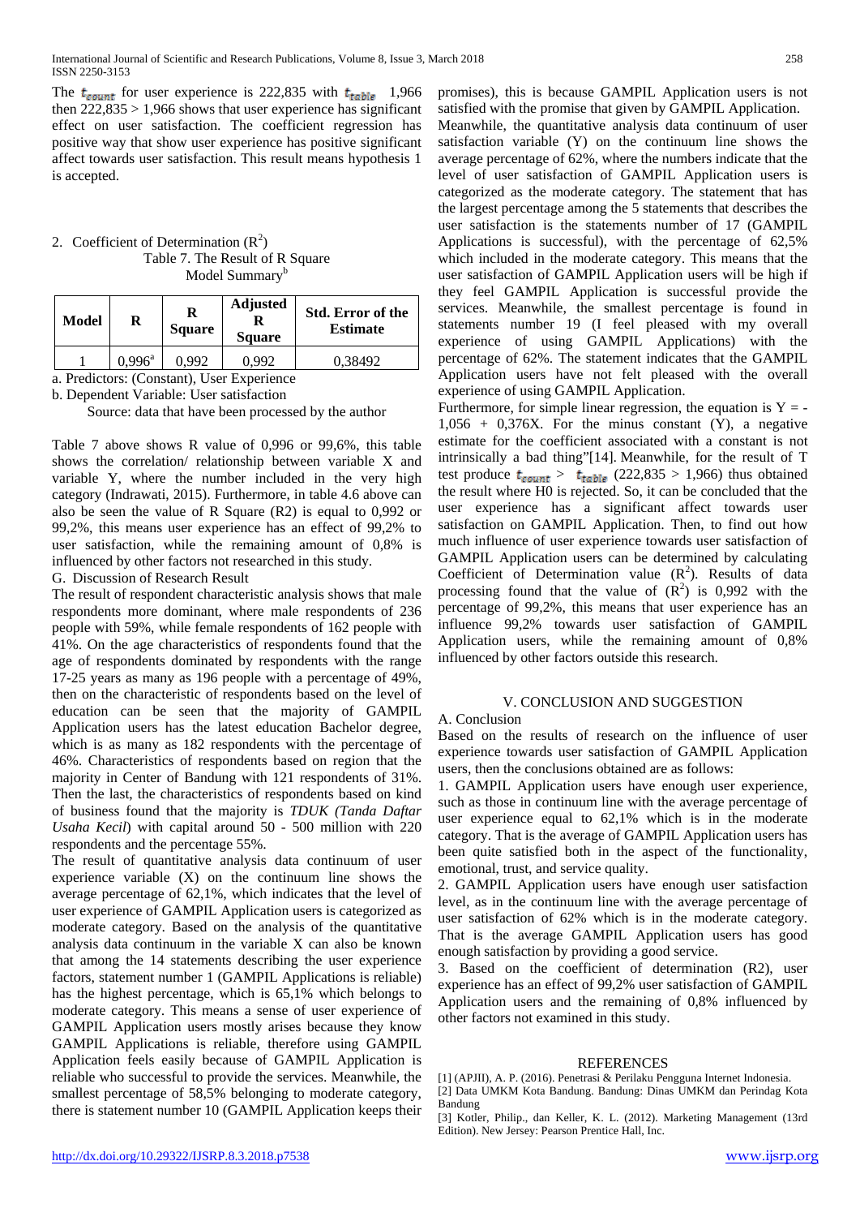The $t_{count}$ for user experience is 222,835 with $t_{table}$ 1,966 then 222,835 > 1,966 shows that user experience has significant effect on user satisfaction. The coefficient regression has positive way that show user experience has positive significant affect towards user satisfaction. This result means hypothesis 1 is accepted.

2. Coefficient of Determination ($R^2$)

Table 7. The Result of R Square

Model Summary[b]

| Model | R | R Square | Adjusted R Square | Std. Error of the Estimate |
|---|---|---|---|---|
| 1 | 0,996[a] | 0,992 | 0,992 | 0,38492 |

a. Predictors: (Constant), User Experience

b. Dependent Variable: User satisfaction

Source: data that have been processed by the author

Table 7 above shows R value of 0,996 or 99,6%, this table shows the correlation/ relationship between variable X and variable Y, where the number included in the very high category (Indrawati, 2015). Furthermore, in table 4.6 above can also be seen the value of R Square (R2) is equal to 0,992 or 99,2%, this means user experience has an effect of 99,2% to user satisfaction, while the remaining amount of 0,8% is influenced by other factors not researched in this study.

G. Discussion of Research Result

The result of respondent characteristic analysis shows that male respondents more dominant, where male respondents of 236 people with 59%, while female respondents of 162 people with 41%. On the age characteristics of respondents found that the age of respondents dominated by respondents with the range 17-25 years as many as 196 people with a percentage of 49%, then on the characteristic of respondents based on the level of education can be seen that the majority of GAMPIL Application users has the latest education Bachelor degree, which is as many as 182 respondents with the percentage of 46%. Characteristics of respondents based on region that the majority in Center of Bandung with 121 respondents of 31%. Then the last, the characteristics of respondents based on kind of business found that the majority is *TDUK (Tanda Daftar Usaha Kecil*) with capital around 50 - 500 million with 220 respondents and the percentage 55%.

The result of quantitative analysis data continuum of user experience variable (X) on the continuum line shows the average percentage of 62,1%, which indicates that the level of user experience of GAMPIL Application users is categorized as moderate category. Based on the analysis of the quantitative analysis data continuum in the variable X can also be known that among the 14 statements describing the user experience factors, statement number 1 (GAMPIL Applications is reliable) has the highest percentage, which is 65,1% which belongs to moderate category. This means a sense of user experience of GAMPIL Application users mostly arises because they know GAMPIL Applications is reliable, therefore using GAMPIL Application feels easily because of GAMPIL Application is reliable who successful to provide the services. Meanwhile, the smallest percentage of 58,5% belonging to moderate category, there is statement number 10 (GAMPIL Application keeps their promises), this is because GAMPIL Application users is not satisfied with the promise that given by GAMPIL Application.

Meanwhile, the quantitative analysis data continuum of user satisfaction variable (Y) on the continuum line shows the average percentage of 62%, where the numbers indicate that the level of user satisfaction of GAMPIL Application users is categorized as the moderate category. The statement that has the largest percentage among the 5 statements that describes the user satisfaction is the statements number of 17 (GAMPIL Applications is successful), with the percentage of 62,5% which included in the moderate category. This means that the user satisfaction of GAMPIL Application users will be high if they feel GAMPIL Application is successful provide the services. Meanwhile, the smallest percentage is found in statements number 19 (I feel pleased with my overall experience of using GAMPIL Applications) with the percentage of 62%. The statement indicates that the GAMPIL Application users have not felt pleased with the overall experience of using GAMPIL Application.

Furthermore, for simple linear regression, the equation is $Y = -1{,}056 + 0{,}376X$. For the minus constant (Y), a negative estimate for the coefficient associated with a constant is not intrinsically a bad thing"[14]. Meanwhile, for the result of T test produce $t_{count} > t_{table}$ (222,835 > 1,966) thus obtained the result where H0 is rejected. So, it can be concluded that the user experience has a significant affect towards user satisfaction on GAMPIL Application. Then, to find out how much influence of user experience towards user satisfaction of GAMPIL Application users can be determined by calculating Coefficient of Determination value ($R^2$). Results of data processing found that the value of ($R^2$) is 0,992 with the percentage of 99,2%, this means that user experience has an influence 99,2% towards user satisfaction of GAMPIL Application users, while the remaining amount of 0,8% influenced by other factors outside this research.

## V. CONCLUSION AND SUGGESTION

### A. Conclusion

Based on the results of research on the influence of user experience towards user satisfaction of GAMPIL Application users, then the conclusions obtained are as follows:

1. GAMPIL Application users have enough user experience, such as those in continuum line with the average percentage of user experience equal to 62,1% which is in the moderate category. That is the average of GAMPIL Application users has been quite satisfied both in the aspect of the functionality, emotional, trust, and service quality.
2. GAMPIL Application users have enough user satisfaction level, as in the continuum line with the average percentage of user satisfaction of 62% which is in the moderate category. That is the average GAMPIL Application users has good enough satisfaction by providing a good service.
3. Based on the coefficient of determination (R2), user experience has an effect of 99,2% user satisfaction of GAMPIL Application users and the remaining of 0,8% influenced by other factors not examined in this study.

## REFERENCES

[1] (APJII), A. P. (2016). Penetrasi & Perilaku Pengguna Internet Indonesia.

[2] Data UMKM Kota Bandung. Bandung: Dinas UMKM dan Perindag Kota Bandung

[3] Kotler, Philip., dan Keller, K. L. (2012). Marketing Management (13rd Edition). New Jersey: Pearson Prentice Hall, Inc.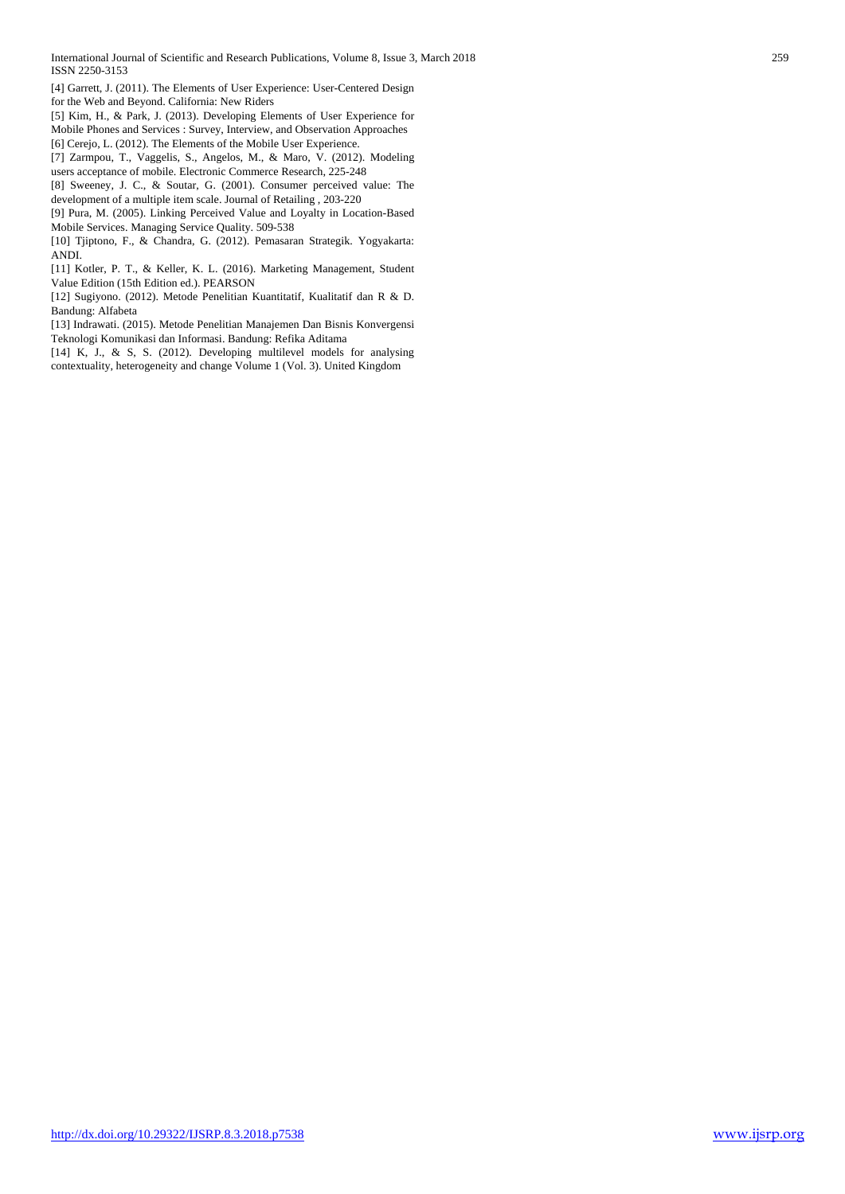[4] Garrett, J. (2011). The Elements of User Experience: User-Centered Design for the Web and Beyond. California: New Riders

[5] Kim, H., & Park, J. (2013). Developing Elements of User Experience for Mobile Phones and Services : Survey, Interview, and Observation Approaches

[6] Cerejo, L. (2012). The Elements of the Mobile User Experience.

[7] Zarmpou, T., Vaggelis, S., Angelos, M., & Maro, V. (2012). Modeling users acceptance of mobile. Electronic Commerce Research, 225-248

[8] Sweeney, J. C., & Soutar, G. (2001). Consumer perceived value: The development of a multiple item scale. Journal of Retailing , 203-220

[9] Pura, M. (2005). Linking Perceived Value and Loyalty in Location-Based Mobile Services. Managing Service Quality. 509-538

[10] Tjiptono, F., & Chandra, G. (2012). Pemasaran Strategik. Yogyakarta: ANDI.

[11] Kotler, P. T., & Keller, K. L. (2016). Marketing Management, Student Value Edition (15th Edition ed.). PEARSON

[12] Sugiyono. (2012). Metode Penelitian Kuantitatif, Kualitatif dan R & D. Bandung: Alfabeta

[13] Indrawati. (2015). Metode Penelitian Manajemen Dan Bisnis Konvergensi Teknologi Komunikasi dan Informasi. Bandung: Refika Aditama

[14] K, J., & S, S. (2012). Developing multilevel models for analysing contextuality, heterogeneity and change Volume 1 (Vol. 3). United Kingdom

http://dx.doi.org/10.29322/IJSRP.8.3.2018.p7538 www.ijsrp.org